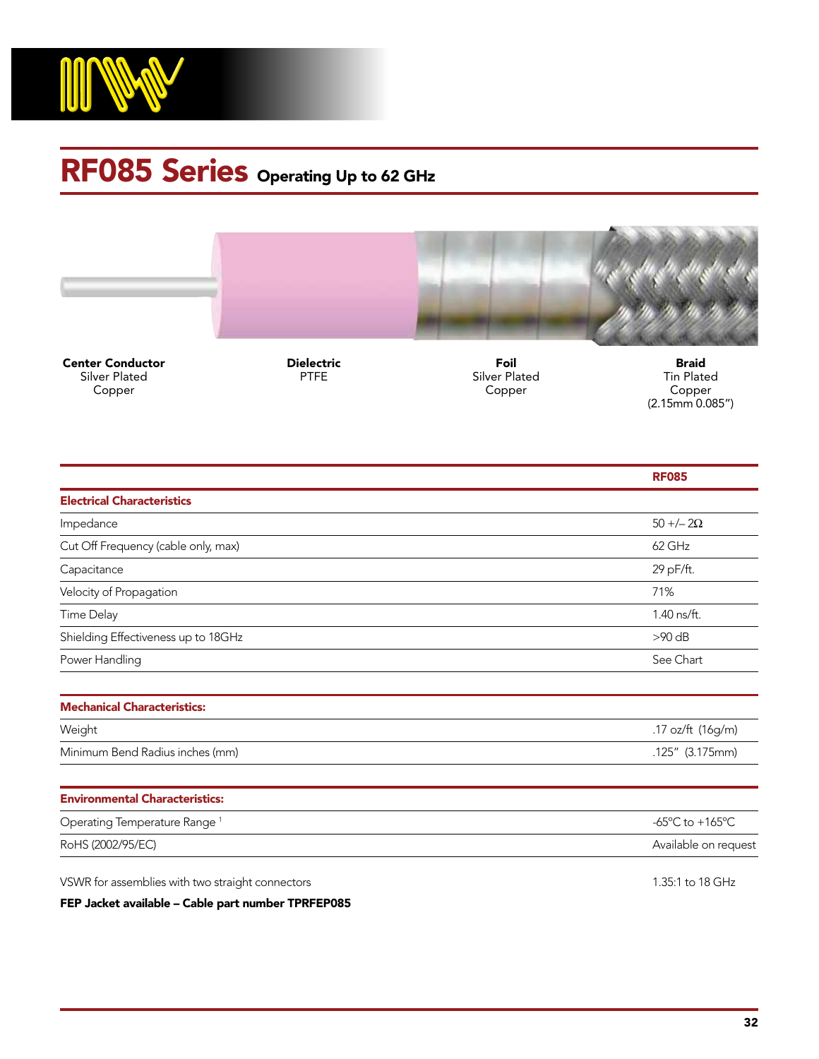# RF085 Series Operating Up to 62 GHz

| Center Conductor | Dielectric | Foil | Braid |
|---|---|---|---|
| Silver Plated Copper | PTFE | Silver Plated Copper | Tin Plated Copper (2.15mm 0.085”) |

| | RF085 |
|---|---|
| **Electrical Characteristics** | |
| Impedance | 50 +/– 2Ω |
| Cut Off Frequency (cable only, max) | 62 GHz |
| Capacitance | 29 pF/ft. |
| Velocity of Propagation | 71% |
| Time Delay | 1.40 ns/ft. |
| Shielding Effectiveness up to 18GHz | >90 dB |
| Power Handling | See Chart |
| **Mechanical Characteristics:** | |
| Weight | .17 oz/ft (16g/m) |
| Minimum Bend Radius inches (mm) | .125” (3.175mm) |
| **Environmental Characteristics:** | |
| Operating Temperature Range [1] | -65°C to +165°C |
| RoHS (2002/95/EC) | Available on request |

VSWR for assemblies with two straight connectors — 1.35:1 to 18 GHz

**FEP Jacket available – Cable part number TPRFEP085**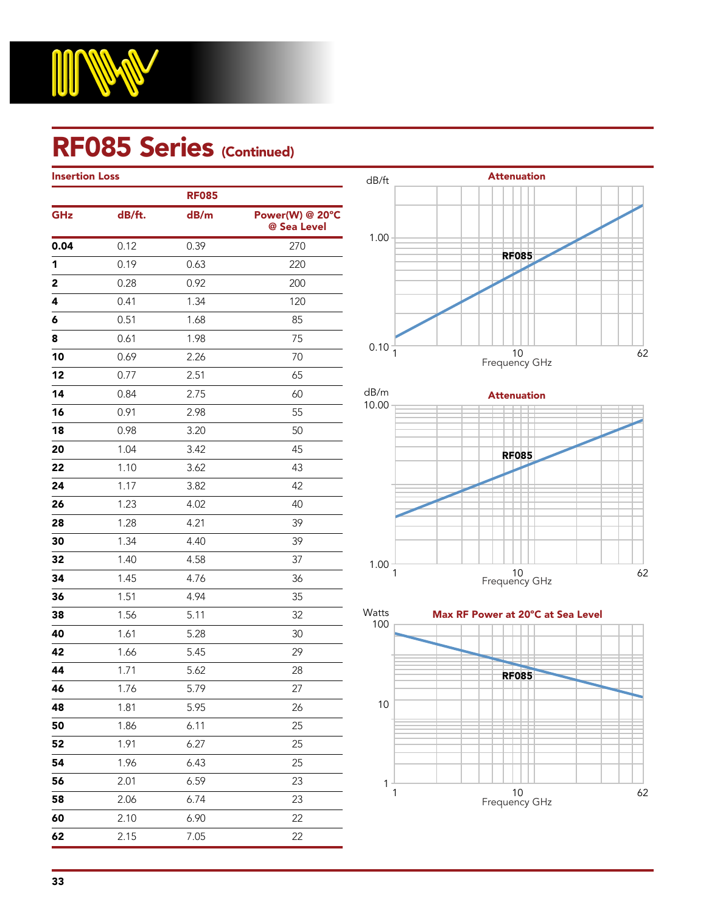# RF085 Series (Continued)

**Insertion Loss**

| | RF085 | | |
|---|---|---|---|
| GHz | dB/ft. | dB/m | Power(W) @ 20°C @ Sea Level |
| **0.04** | 0.12 | 0.39 | 270 |
| **1** | 0.19 | 0.63 | 220 |
| **2** | 0.28 | 0.92 | 200 |
| **4** | 0.41 | 1.34 | 120 |
| **6** | 0.51 | 1.68 | 85 |
| **8** | 0.61 | 1.98 | 75 |
| **10** | 0.69 | 2.26 | 70 |
| **12** | 0.77 | 2.51 | 65 |
| **14** | 0.84 | 2.75 | 60 |
| **16** | 0.91 | 2.98 | 55 |
| **18** | 0.98 | 3.20 | 50 |
| **20** | 1.04 | 3.42 | 45 |
| **22** | 1.10 | 3.62 | 43 |
| **24** | 1.17 | 3.82 | 42 |
| **26** | 1.23 | 4.02 | 40 |
| **28** | 1.28 | 4.21 | 39 |
| **30** | 1.34 | 4.40 | 39 |
| **32** | 1.40 | 4.58 | 37 |
| **34** | 1.45 | 4.76 | 36 |
| **36** | 1.51 | 4.94 | 35 |
| **38** | 1.56 | 5.11 | 32 |
| **40** | 1.61 | 5.28 | 30 |
| **42** | 1.66 | 5.45 | 29 |
| **44** | 1.71 | 5.62 | 28 |
| **46** | 1.76 | 5.79 | 27 |
| **48** | 1.81 | 5.95 | 26 |
| **50** | 1.86 | 6.11 | 25 |
| **52** | 1.91 | 6.27 | 25 |
| **54** | 1.96 | 6.43 | 25 |
| **56** | 2.01 | 6.59 | 23 |
| **58** | 2.06 | 6.74 | 23 |
| **60** | 2.10 | 6.90 | 22 |
| **62** | 2.15 | 7.05 | 22 |

**Attenuation**

dB/ft
1.00
0.10
RF085
1
10
62
Frequency GHz

**Attenuation**

dB/m
10.00
1.00
RF085
1
10
62
Frequency GHz

**Max RF Power at 20°C at Sea Level**

Watts
100
10
1
RF085
1
10
62
Frequency GHz